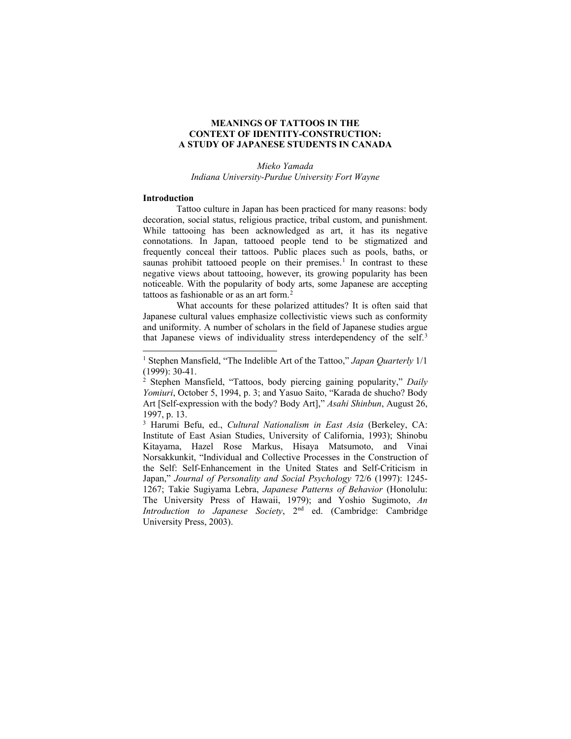# MEANINGS OF TATTOOS IN THE CONTEXT OF IDENTITY-CONSTRUCTION: A STUDY OF JAPANESE STUDENTS IN CANADA

*Mieko Yamada*
*Indiana University-Purdue University Fort Wayne*

## Introduction

Tattoo culture in Japan has been practiced for many reasons: body decoration, social status, religious practice, tribal custom, and punishment. While tattooing has been acknowledged as art, it has its negative connotations. In Japan, tattooed people tend to be stigmatized and frequently conceal their tattoos. Public places such as pools, baths, or saunas prohibit tattooed people on their premises.[1] In contrast to these negative views about tattooing, however, its growing popularity has been noticeable. With the popularity of body arts, some Japanese are accepting tattoos as fashionable or as an art form.[2]

What accounts for these polarized attitudes? It is often said that Japanese cultural values emphasize collectivistic views such as conformity and uniformity. A number of scholars in the field of Japanese studies argue that Japanese views of individuality stress interdependency of the self.[3]

---

[1] Stephen Mansfield, "The Indelible Art of the Tattoo," *Japan Quarterly* 1/1 (1999): 30-41.

[2] Stephen Mansfield, "Tattoos, body piercing gaining popularity," *Daily Yomiuri*, October 5, 1994, p. 3; and Yasuo Saito, "Karada de shucho? Body Art [Self-expression with the body? Body Art]," *Asahi Shinbun*, August 26, 1997, p. 13.

[3] Harumi Befu, ed., *Cultural Nationalism in East Asia* (Berkeley, CA: Institute of East Asian Studies, University of California, 1993); Shinobu Kitayama, Hazel Rose Markus, Hisaya Matsumoto, and Vinai Norsakkunkit, "Individual and Collective Processes in the Construction of the Self: Self-Enhancement in the United States and Self-Criticism in Japan," *Journal of Personality and Social Psychology* 72/6 (1997): 1245-1267; Takie Sugiyama Lebra, *Japanese Patterns of Behavior* (Honolulu: The University Press of Hawaii, 1979); and Yoshio Sugimoto, *An Introduction to Japanese Society*, 2nd ed. (Cambridge: Cambridge University Press, 2003).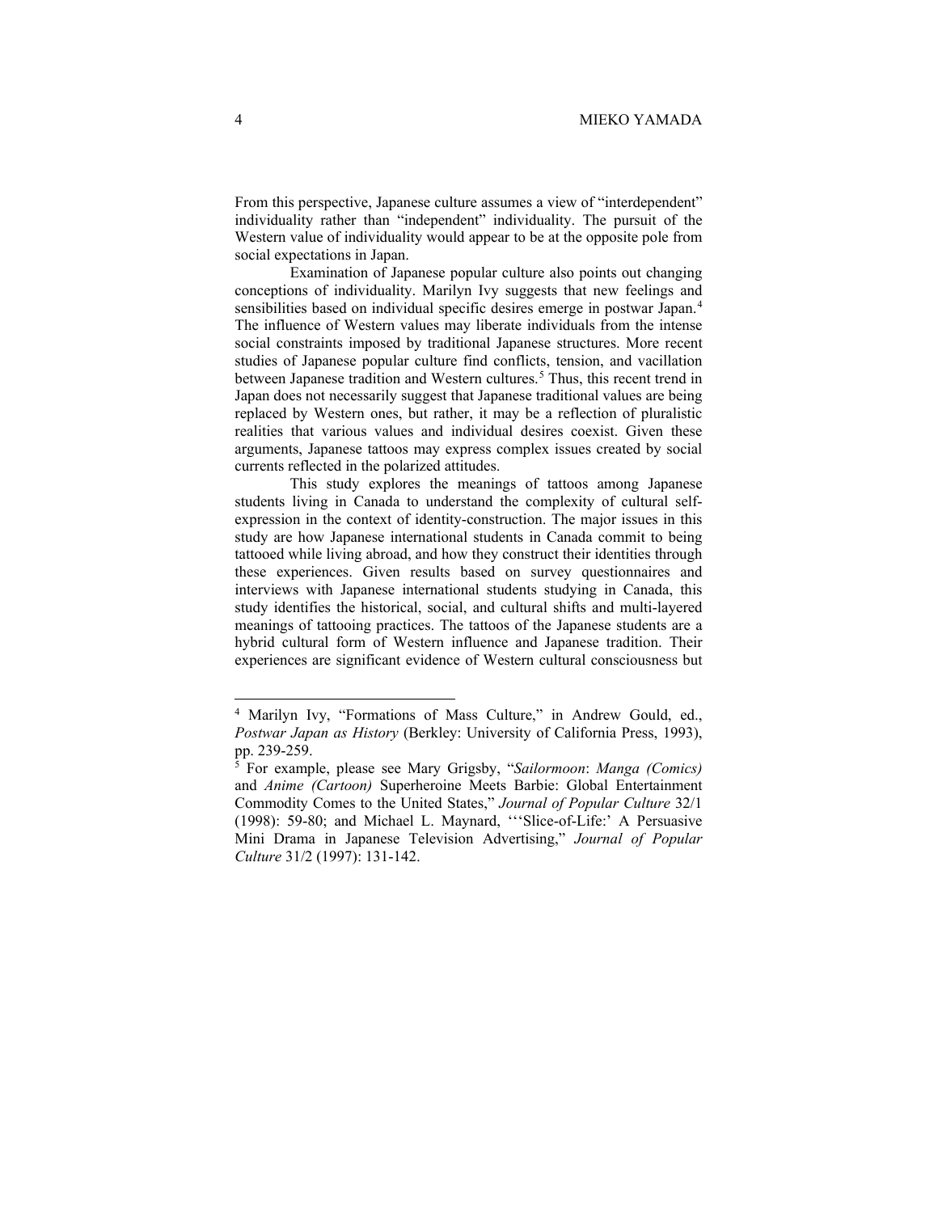From this perspective, Japanese culture assumes a view of "interdependent" individuality rather than "independent" individuality. The pursuit of the Western value of individuality would appear to be at the opposite pole from social expectations in Japan.

Examination of Japanese popular culture also points out changing conceptions of individuality. Marilyn Ivy suggests that new feelings and sensibilities based on individual specific desires emerge in postwar Japan.[4] The influence of Western values may liberate individuals from the intense social constraints imposed by traditional Japanese structures. More recent studies of Japanese popular culture find conflicts, tension, and vacillation between Japanese tradition and Western cultures.[5] Thus, this recent trend in Japan does not necessarily suggest that Japanese traditional values are being replaced by Western ones, but rather, it may be a reflection of pluralistic realities that various values and individual desires coexist. Given these arguments, Japanese tattoos may express complex issues created by social currents reflected in the polarized attitudes.

This study explores the meanings of tattoos among Japanese students living in Canada to understand the complexity of cultural self-expression in the context of identity-construction. The major issues in this study are how Japanese international students in Canada commit to being tattooed while living abroad, and how they construct their identities through these experiences. Given results based on survey questionnaires and interviews with Japanese international students studying in Canada, this study identifies the historical, social, and cultural shifts and multi-layered meanings of tattooing practices. The tattoos of the Japanese students are a hybrid cultural form of Western influence and Japanese tradition. Their experiences are significant evidence of Western cultural consciousness but

---

[4] Marilyn Ivy, "Formations of Mass Culture," in Andrew Gould, ed., *Postwar Japan as History* (Berkley: University of California Press, 1993), pp. 239-259.

[5] For example, please see Mary Grigsby, "*Sailormoon*: *Manga (Comics)* and *Anime (Cartoon)* Superheroine Meets Barbie: Global Entertainment Commodity Comes to the United States," *Journal of Popular Culture* 32/1 (1998): 59-80; and Michael L. Maynard, "'Slice-of-Life:' A Persuasive Mini Drama in Japanese Television Advertising," *Journal of Popular Culture* 31/2 (1997): 131-142.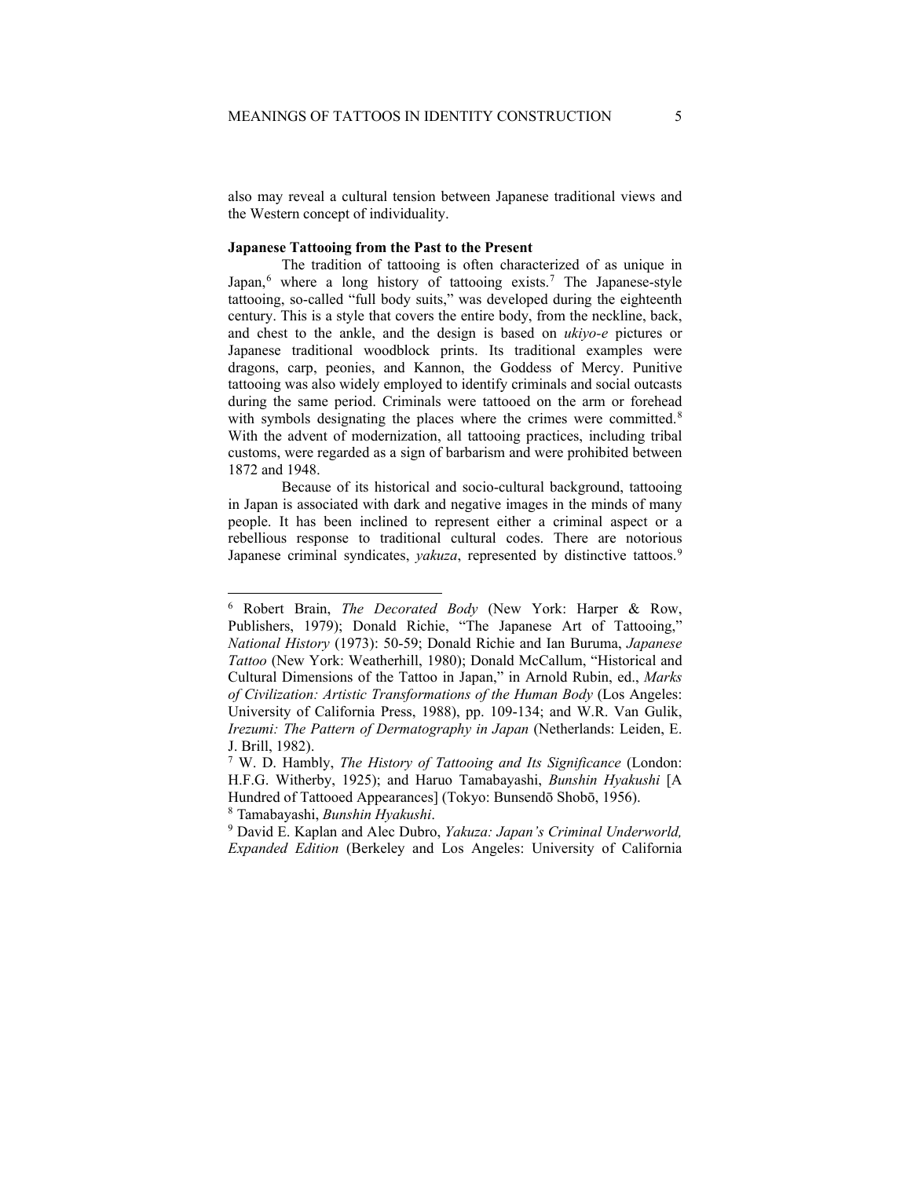also may reveal a cultural tension between Japanese traditional views and the Western concept of individuality.

**Japanese Tattooing from the Past to the Present**

The tradition of tattooing is often characterized of as unique in Japan,[6] where a long history of tattooing exists.[7] The Japanese-style tattooing, so-called "full body suits," was developed during the eighteenth century. This is a style that covers the entire body, from the neckline, back, and chest to the ankle, and the design is based on *ukiyo-e* pictures or Japanese traditional woodblock prints. Its traditional examples were dragons, carp, peonies, and Kannon, the Goddess of Mercy. Punitive tattooing was also widely employed to identify criminals and social outcasts during the same period. Criminals were tattooed on the arm or forehead with symbols designating the places where the crimes were committed.[8] With the advent of modernization, all tattooing practices, including tribal customs, were regarded as a sign of barbarism and were prohibited between 1872 and 1948.

Because of its historical and socio-cultural background, tattooing in Japan is associated with dark and negative images in the minds of many people. It has been inclined to represent either a criminal aspect or a rebellious response to traditional cultural codes. There are notorious Japanese criminal syndicates, *yakuza*, represented by distinctive tattoos.[9]

---

[6] Robert Brain, *The Decorated Body* (New York: Harper & Row, Publishers, 1979); Donald Richie, "The Japanese Art of Tattooing," *National History* (1973): 50-59; Donald Richie and Ian Buruma, *Japanese Tattoo* (New York: Weatherhill, 1980); Donald McCallum, "Historical and Cultural Dimensions of the Tattoo in Japan," in Arnold Rubin, ed., *Marks of Civilization: Artistic Transformations of the Human Body* (Los Angeles: University of California Press, 1988), pp. 109-134; and W.R. Van Gulik, *Irezumi: The Pattern of Dermatography in Japan* (Netherlands: Leiden, E. J. Brill, 1982).

[7] W. D. Hambly, *The History of Tattooing and Its Significance* (London: H.F.G. Witherby, 1925); and Haruo Tamabayashi, *Bunshin Hyakushi* [A Hundred of Tattooed Appearances] (Tokyo: Bunsendō Shobō, 1956).

[8] Tamabayashi, *Bunshin Hyakushi*.

[9] David E. Kaplan and Alec Dubro, *Yakuza: Japan's Criminal Underworld, Expanded Edition* (Berkeley and Los Angeles: University of California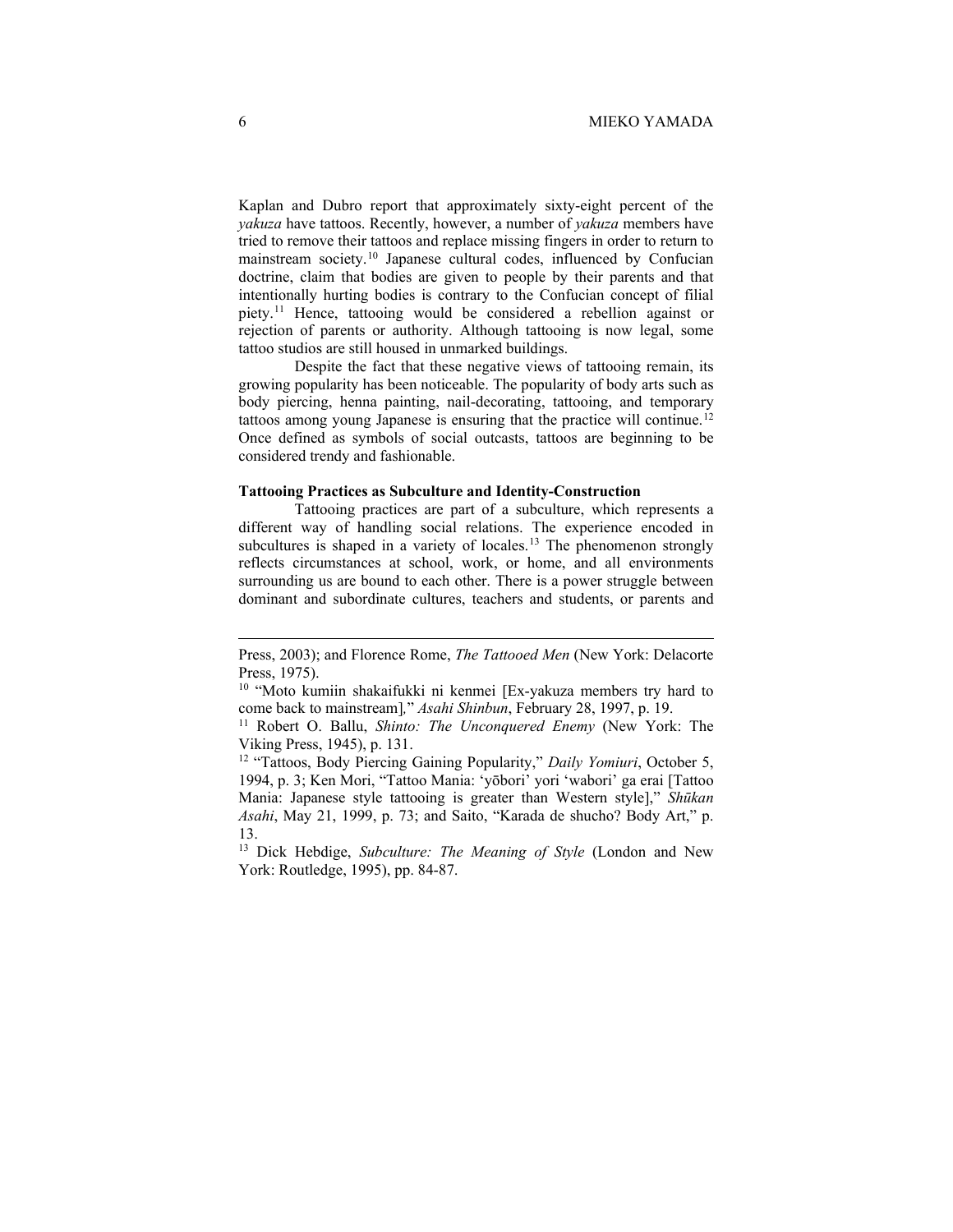Kaplan and Dubro report that approximately sixty-eight percent of the *yakuza* have tattoos. Recently, however, a number of *yakuza* members have tried to remove their tattoos and replace missing fingers in order to return to mainstream society.[10] Japanese cultural codes, influenced by Confucian doctrine, claim that bodies are given to people by their parents and that intentionally hurting bodies is contrary to the Confucian concept of filial piety.[11] Hence, tattooing would be considered a rebellion against or rejection of parents or authority. Although tattooing is now legal, some tattoo studios are still housed in unmarked buildings.

Despite the fact that these negative views of tattooing remain, its growing popularity has been noticeable. The popularity of body arts such as body piercing, henna painting, nail-decorating, tattooing, and temporary tattoos among young Japanese is ensuring that the practice will continue.[12] Once defined as symbols of social outcasts, tattoos are beginning to be considered trendy and fashionable.

**Tattooing Practices as Subculture and Identity-Construction**

Tattooing practices are part of a subculture, which represents a different way of handling social relations. The experience encoded in subcultures is shaped in a variety of locales.[13] The phenomenon strongly reflects circumstances at school, work, or home, and all environments surrounding us are bound to each other. There is a power struggle between dominant and subordinate cultures, teachers and students, or parents and

---

Press, 2003); and Florence Rome, *The Tattooed Men* (New York: Delacorte Press, 1975).

[10] "Moto kumiin shakaifukki ni kenmei [Ex-yakuza members try hard to come back to mainstream]," *Asahi Shinbun*, February 28, 1997, p. 19.

[11] Robert O. Ballu, *Shinto: The Unconquered Enemy* (New York: The Viking Press, 1945), p. 131.

[12] "Tattoos, Body Piercing Gaining Popularity," *Daily Yomiuri*, October 5, 1994, p. 3; Ken Mori, "Tattoo Mania: 'yōbori' yori 'wabori' ga erai [Tattoo Mania: Japanese style tattooing is greater than Western style]," *Shūkan Asahi*, May 21, 1999, p. 73; and Saito, "Karada de shucho? Body Art," p. 13.

[13] Dick Hebdige, *Subculture: The Meaning of Style* (London and New York: Routledge, 1995), pp. 84-87.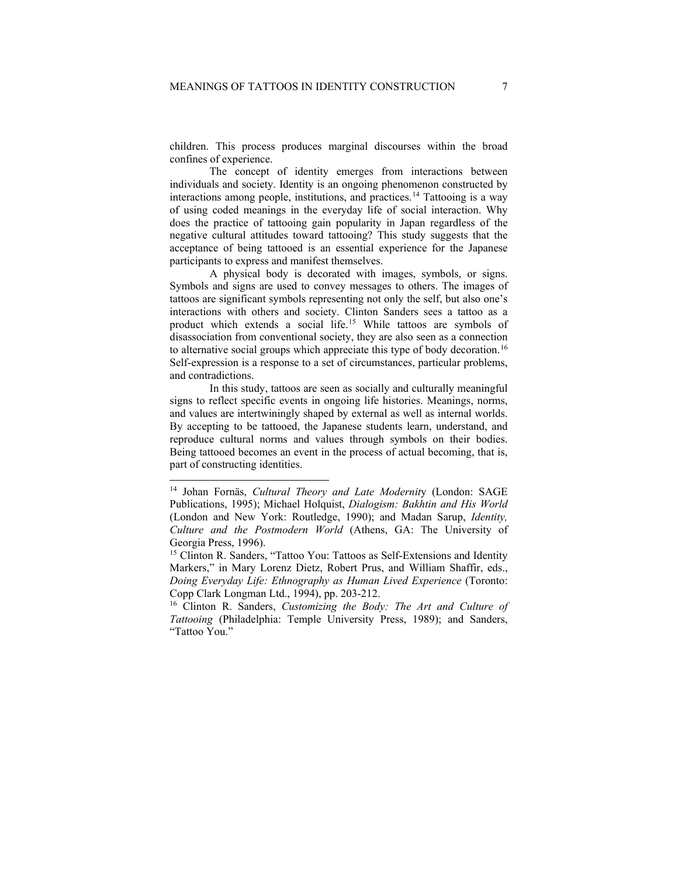children. This process produces marginal discourses within the broad confines of experience.

The concept of identity emerges from interactions between individuals and society. Identity is an ongoing phenomenon constructed by interactions among people, institutions, and practices.[14] Tattooing is a way of using coded meanings in the everyday life of social interaction. Why does the practice of tattooing gain popularity in Japan regardless of the negative cultural attitudes toward tattooing? This study suggests that the acceptance of being tattooed is an essential experience for the Japanese participants to express and manifest themselves.

A physical body is decorated with images, symbols, or signs. Symbols and signs are used to convey messages to others. The images of tattoos are significant symbols representing not only the self, but also one's interactions with others and society. Clinton Sanders sees a tattoo as a product which extends a social life.[15] While tattoos are symbols of disassociation from conventional society, they are also seen as a connection to alternative social groups which appreciate this type of body decoration.[16] Self-expression is a response to a set of circumstances, particular problems, and contradictions.

In this study, tattoos are seen as socially and culturally meaningful signs to reflect specific events in ongoing life histories. Meanings, norms, and values are intertwiningly shaped by external as well as internal worlds. By accepting to be tattooed, the Japanese students learn, understand, and reproduce cultural norms and values through symbols on their bodies. Being tattooed becomes an event in the process of actual becoming, that is, part of constructing identities.

---

[14] Johan Fornäs, *Cultural Theory and Late Modernity* (London: SAGE Publications, 1995); Michael Holquist, *Dialogism: Bakhtin and His World* (London and New York: Routledge, 1990); and Madan Sarup, *Identity, Culture and the Postmodern World* (Athens, GA: The University of Georgia Press, 1996).

[15] Clinton R. Sanders, "Tattoo You: Tattoos as Self-Extensions and Identity Markers," in Mary Lorenz Dietz, Robert Prus, and William Shaffir, eds., *Doing Everyday Life: Ethnography as Human Lived Experience* (Toronto: Copp Clark Longman Ltd., 1994), pp. 203-212.

[16] Clinton R. Sanders, *Customizing the Body: The Art and Culture of Tattooing* (Philadelphia: Temple University Press, 1989); and Sanders, "Tattoo You."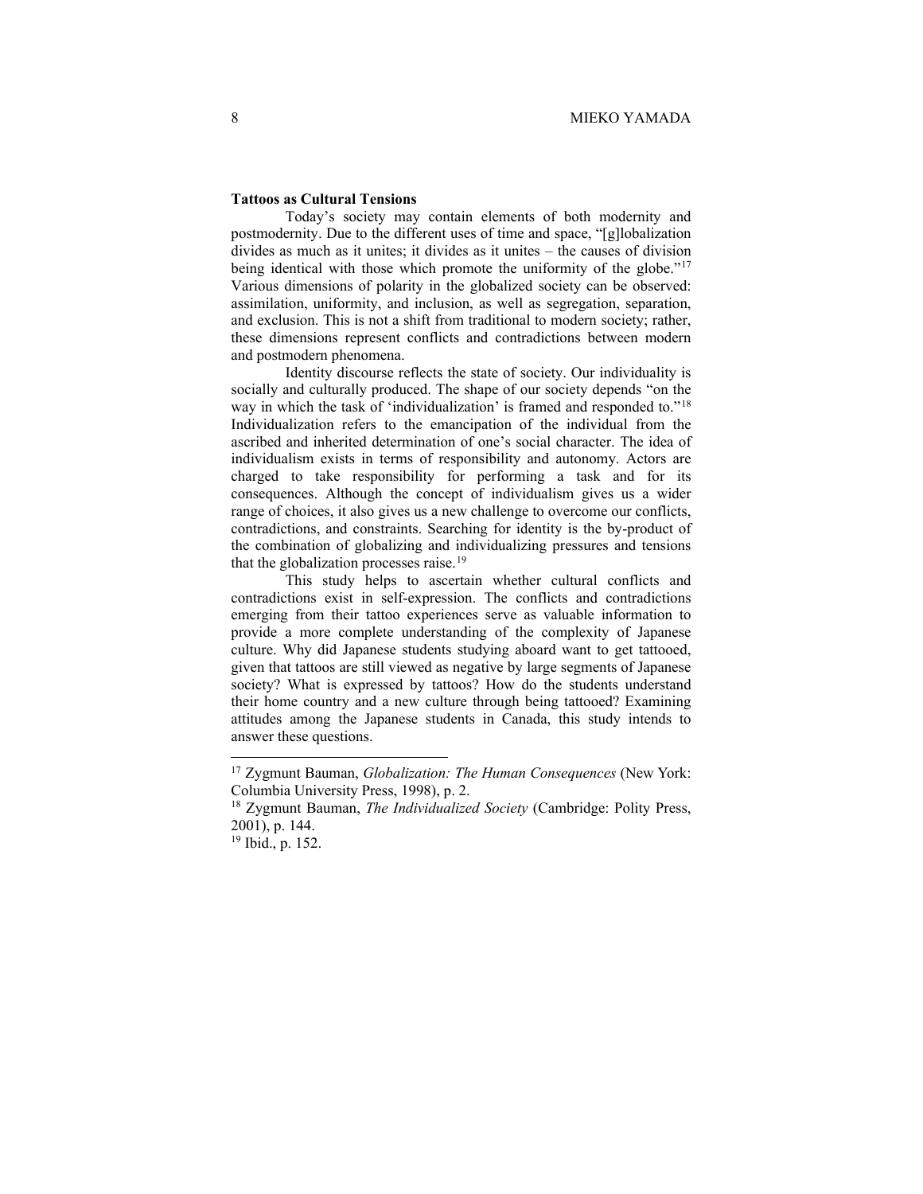**Tattoos as Cultural Tensions**

Today's society may contain elements of both modernity and postmodernity. Due to the different uses of time and space, "[g]lobalization divides as much as it unites; it divides as it unites – the causes of division being identical with those which promote the uniformity of the globe."[17] Various dimensions of polarity in the globalized society can be observed: assimilation, uniformity, and inclusion, as well as segregation, separation, and exclusion. This is not a shift from traditional to modern society; rather, these dimensions represent conflicts and contradictions between modern and postmodern phenomena.

Identity discourse reflects the state of society. Our individuality is socially and culturally produced. The shape of our society depends "on the way in which the task of 'individualization' is framed and responded to."[18] Individualization refers to the emancipation of the individual from the ascribed and inherited determination of one's social character. The idea of individualism exists in terms of responsibility and autonomy. Actors are charged to take responsibility for performing a task and for its consequences. Although the concept of individualism gives us a wider range of choices, it also gives us a new challenge to overcome our conflicts, contradictions, and constraints. Searching for identity is the by-product of the combination of globalizing and individualizing pressures and tensions that the globalization processes raise.[19]

This study helps to ascertain whether cultural conflicts and contradictions exist in self-expression. The conflicts and contradictions emerging from their tattoo experiences serve as valuable information to provide a more complete understanding of the complexity of Japanese culture. Why did Japanese students studying aboard want to get tattooed, given that tattoos are still viewed as negative by large segments of Japanese society? What is expressed by tattoos? How do the students understand their home country and a new culture through being tattooed? Examining attitudes among the Japanese students in Canada, this study intends to answer these questions.

---

[17] Zygmunt Bauman, *Globalization: The Human Consequences* (New York: Columbia University Press, 1998), p. 2.

[18] Zygmunt Bauman, *The Individualized Society* (Cambridge: Polity Press, 2001), p. 144.

[19] Ibid., p. 152.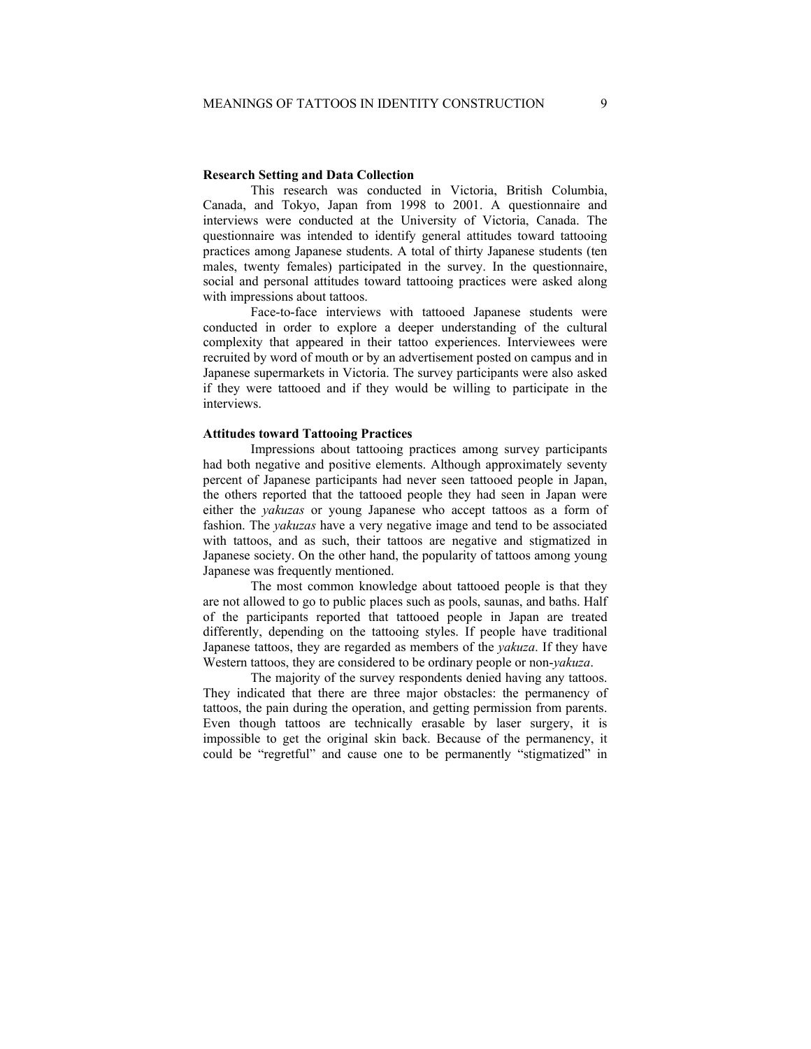**Research Setting and Data Collection**

This research was conducted in Victoria, British Columbia, Canada, and Tokyo, Japan from 1998 to 2001. A questionnaire and interviews were conducted at the University of Victoria, Canada. The questionnaire was intended to identify general attitudes toward tattooing practices among Japanese students. A total of thirty Japanese students (ten males, twenty females) participated in the survey. In the questionnaire, social and personal attitudes toward tattooing practices were asked along with impressions about tattoos.

Face-to-face interviews with tattooed Japanese students were conducted in order to explore a deeper understanding of the cultural complexity that appeared in their tattoo experiences. Interviewees were recruited by word of mouth or by an advertisement posted on campus and in Japanese supermarkets in Victoria. The survey participants were also asked if they were tattooed and if they would be willing to participate in the interviews.

**Attitudes toward Tattooing Practices**

Impressions about tattooing practices among survey participants had both negative and positive elements. Although approximately seventy percent of Japanese participants had never seen tattooed people in Japan, the others reported that the tattooed people they had seen in Japan were either the *yakuzas* or young Japanese who accept tattoos as a form of fashion. The *yakuzas* have a very negative image and tend to be associated with tattoos, and as such, their tattoos are negative and stigmatized in Japanese society. On the other hand, the popularity of tattoos among young Japanese was frequently mentioned.

The most common knowledge about tattooed people is that they are not allowed to go to public places such as pools, saunas, and baths. Half of the participants reported that tattooed people in Japan are treated differently, depending on the tattooing styles. If people have traditional Japanese tattoos, they are regarded as members of the *yakuza*. If they have Western tattoos, they are considered to be ordinary people or non-*yakuza*.

The majority of the survey respondents denied having any tattoos. They indicated that there are three major obstacles: the permanency of tattoos, the pain during the operation, and getting permission from parents. Even though tattoos are technically erasable by laser surgery, it is impossible to get the original skin back. Because of the permanency, it could be "regretful" and cause one to be permanently "stigmatized" in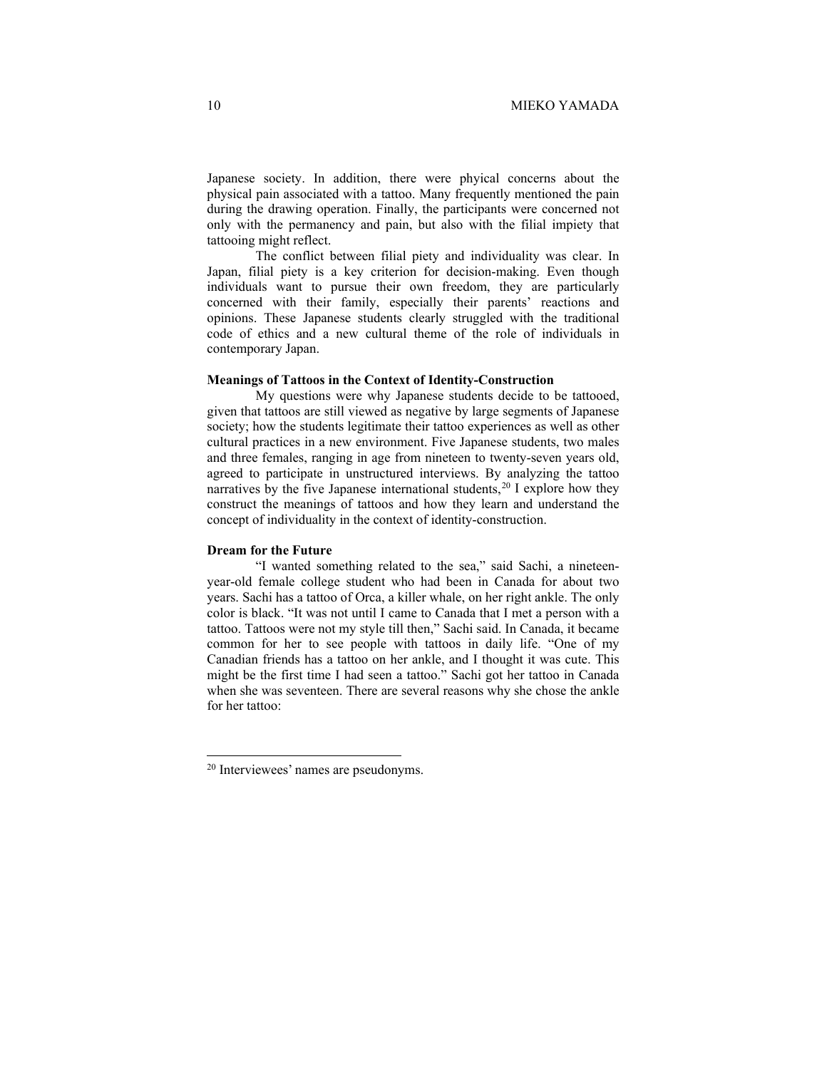Japanese society. In addition, there were phyical concerns about the physical pain associated with a tattoo. Many frequently mentioned the pain during the drawing operation. Finally, the participants were concerned not only with the permanency and pain, but also with the filial impiety that tattooing might reflect.

The conflict between filial piety and individuality was clear. In Japan, filial piety is a key criterion for decision-making. Even though individuals want to pursue their own freedom, they are particularly concerned with their family, especially their parents' reactions and opinions. These Japanese students clearly struggled with the traditional code of ethics and a new cultural theme of the role of individuals in contemporary Japan.

**Meanings of Tattoos in the Context of Identity-Construction**

My questions were why Japanese students decide to be tattooed, given that tattoos are still viewed as negative by large segments of Japanese society; how the students legitimate their tattoo experiences as well as other cultural practices in a new environment. Five Japanese students, two males and three females, ranging in age from nineteen to twenty-seven years old, agreed to participate in unstructured interviews. By analyzing the tattoo narratives by the five Japanese international students,[20] I explore how they construct the meanings of tattoos and how they learn and understand the concept of individuality in the context of identity-construction.

**Dream for the Future**

"I wanted something related to the sea," said Sachi, a nineteen-year-old female college student who had been in Canada for about two years. Sachi has a tattoo of Orca, a killer whale, on her right ankle. The only color is black. "It was not until I came to Canada that I met a person with a tattoo. Tattoos were not my style till then," Sachi said. In Canada, it became common for her to see people with tattoos in daily life. "One of my Canadian friends has a tattoo on her ankle, and I thought it was cute. This might be the first time I had seen a tattoo." Sachi got her tattoo in Canada when she was seventeen. There are several reasons why she chose the ankle for her tattoo:

---

[20] Interviewees' names are pseudonyms.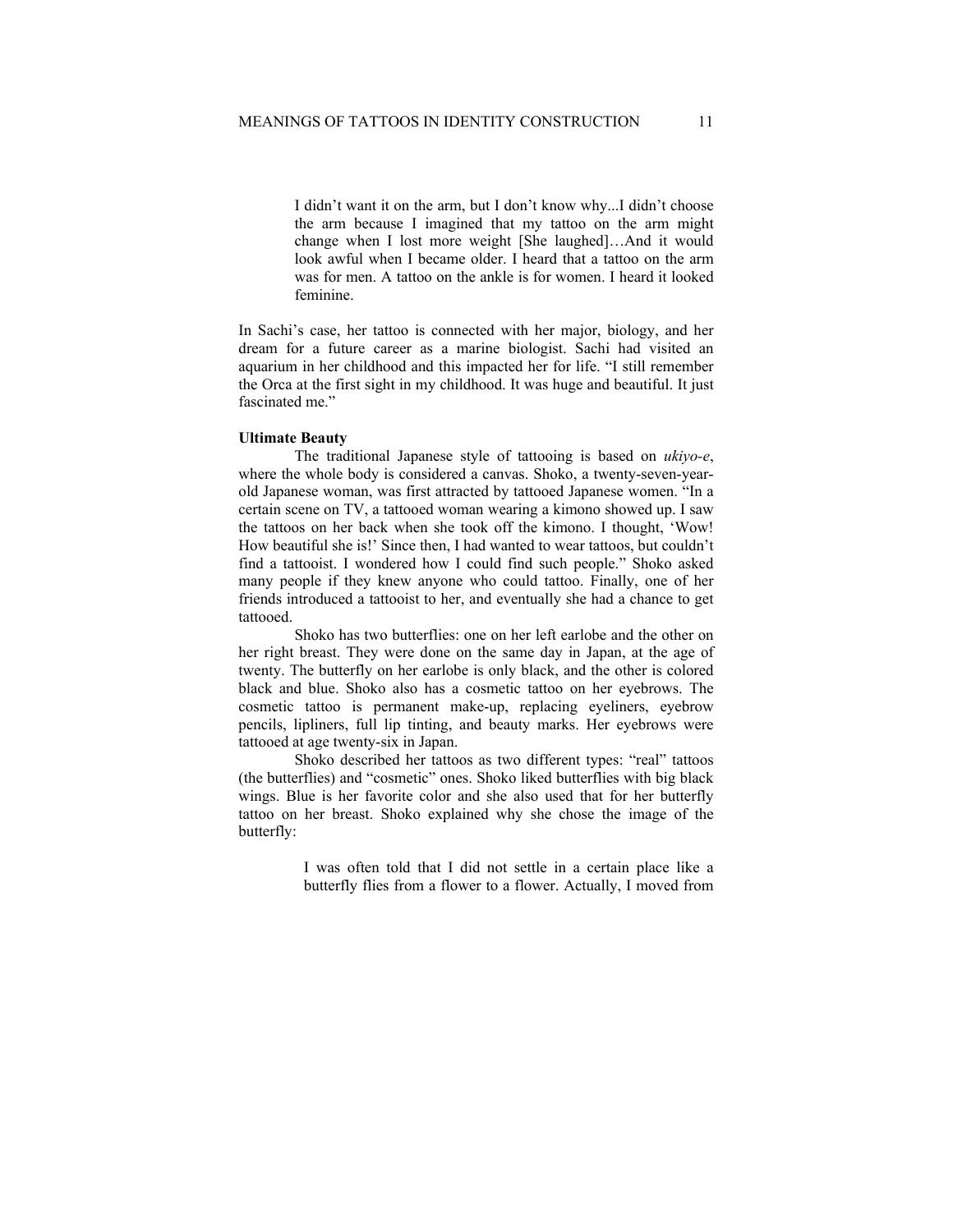> I didn't want it on the arm, but I don't know why...I didn't choose the arm because I imagined that my tattoo on the arm might change when I lost more weight [She laughed]…And it would look awful when I became older. I heard that a tattoo on the arm was for men. A tattoo on the ankle is for women. I heard it looked feminine.

In Sachi's case, her tattoo is connected with her major, biology, and her dream for a future career as a marine biologist. Sachi had visited an aquarium in her childhood and this impacted her for life. "I still remember the Orca at the first sight in my childhood. It was huge and beautiful. It just fascinated me."

**Ultimate Beauty**

The traditional Japanese style of tattooing is based on *ukiyo-e*, where the whole body is considered a canvas. Shoko, a twenty-seven-year-old Japanese woman, was first attracted by tattooed Japanese women. "In a certain scene on TV, a tattooed woman wearing a kimono showed up. I saw the tattoos on her back when she took off the kimono. I thought, 'Wow! How beautiful she is!' Since then, I had wanted to wear tattoos, but couldn't find a tattooist. I wondered how I could find such people." Shoko asked many people if they knew anyone who could tattoo. Finally, one of her friends introduced a tattooist to her, and eventually she had a chance to get tattooed.

Shoko has two butterflies: one on her left earlobe and the other on her right breast. They were done on the same day in Japan, at the age of twenty. The butterfly on her earlobe is only black, and the other is colored black and blue. Shoko also has a cosmetic tattoo on her eyebrows. The cosmetic tattoo is permanent make-up, replacing eyeliners, eyebrow pencils, lipliners, full lip tinting, and beauty marks. Her eyebrows were tattooed at age twenty-six in Japan.

Shoko described her tattoos as two different types: "real" tattoos (the butterflies) and "cosmetic" ones. Shoko liked butterflies with big black wings. Blue is her favorite color and she also used that for her butterfly tattoo on her breast. Shoko explained why she chose the image of the butterfly:

> I was often told that I did not settle in a certain place like a butterfly flies from a flower to a flower. Actually, I moved from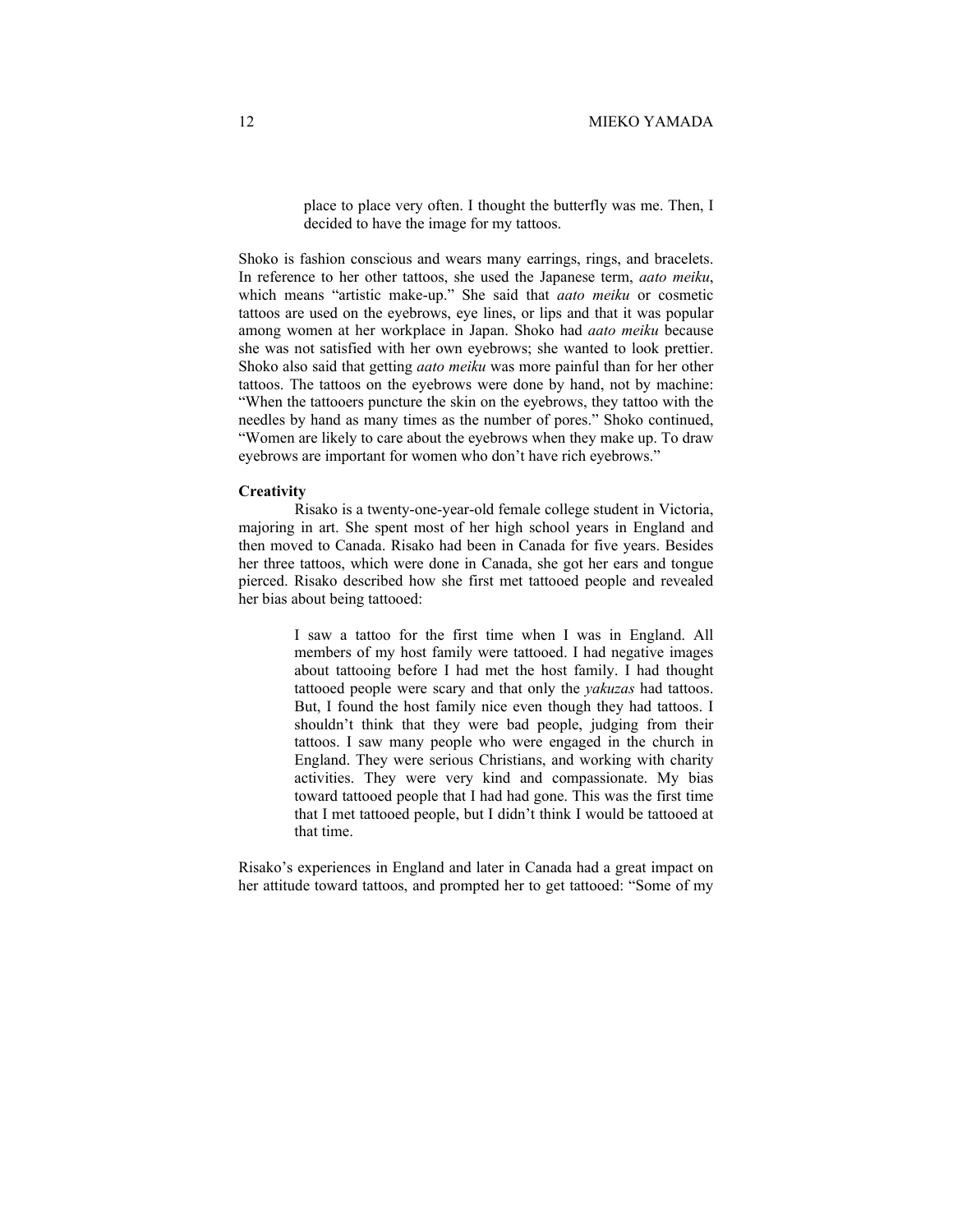> place to place very often. I thought the butterfly was me. Then, I decided to have the image for my tattoos.

Shoko is fashion conscious and wears many earrings, rings, and bracelets. In reference to her other tattoos, she used the Japanese term, *aato meiku*, which means "artistic make-up." She said that *aato meiku* or cosmetic tattoos are used on the eyebrows, eye lines, or lips and that it was popular among women at her workplace in Japan. Shoko had *aato meiku* because she was not satisfied with her own eyebrows; she wanted to look prettier. Shoko also said that getting *aato meiku* was more painful than for her other tattoos. The tattoos on the eyebrows were done by hand, not by machine: "When the tattooers puncture the skin on the eyebrows, they tattoo with the needles by hand as many times as the number of pores." Shoko continued, "Women are likely to care about the eyebrows when they make up. To draw eyebrows are important for women who don't have rich eyebrows."

**Creativity**

Risako is a twenty-one-year-old female college student in Victoria, majoring in art. She spent most of her high school years in England and then moved to Canada. Risako had been in Canada for five years. Besides her three tattoos, which were done in Canada, she got her ears and tongue pierced. Risako described how she first met tattooed people and revealed her bias about being tattooed:

> I saw a tattoo for the first time when I was in England. All members of my host family were tattooed. I had negative images about tattooing before I had met the host family. I had thought tattooed people were scary and that only the *yakuzas* had tattoos. But, I found the host family nice even though they had tattoos. I shouldn't think that they were bad people, judging from their tattoos. I saw many people who were engaged in the church in England. They were serious Christians, and working with charity activities. They were very kind and compassionate. My bias toward tattooed people that I had had gone. This was the first time that I met tattooed people, but I didn't think I would be tattooed at that time.

Risako's experiences in England and later in Canada had a great impact on her attitude toward tattoos, and prompted her to get tattooed: "Some of my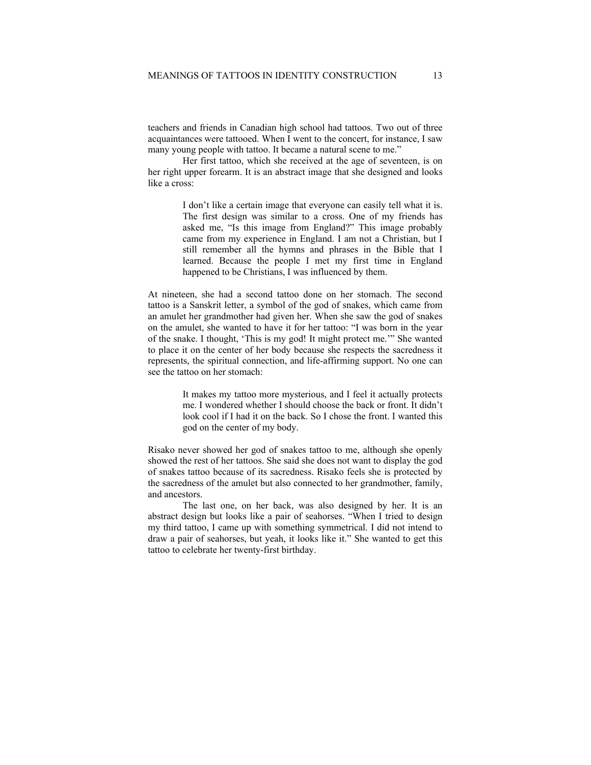teachers and friends in Canadian high school had tattoos. Two out of three acquaintances were tattooed. When I went to the concert, for instance, I saw many young people with tattoo. It became a natural scene to me."

Her first tattoo, which she received at the age of seventeen, is on her right upper forearm. It is an abstract image that she designed and looks like a cross:

> I don't like a certain image that everyone can easily tell what it is. The first design was similar to a cross. One of my friends has asked me, "Is this image from England?" This image probably came from my experience in England. I am not a Christian, but I still remember all the hymns and phrases in the Bible that I learned. Because the people I met my first time in England happened to be Christians, I was influenced by them.

At nineteen, she had a second tattoo done on her stomach. The second tattoo is a Sanskrit letter, a symbol of the god of snakes, which came from an amulet her grandmother had given her. When she saw the god of snakes on the amulet, she wanted to have it for her tattoo: "I was born in the year of the snake. I thought, 'This is my god! It might protect me.'" She wanted to place it on the center of her body because she respects the sacredness it represents, the spiritual connection, and life-affirming support. No one can see the tattoo on her stomach:

> It makes my tattoo more mysterious, and I feel it actually protects me. I wondered whether I should choose the back or front. It didn't look cool if I had it on the back. So I chose the front. I wanted this god on the center of my body.

Risako never showed her god of snakes tattoo to me, although she openly showed the rest of her tattoos. She said she does not want to display the god of snakes tattoo because of its sacredness. Risako feels she is protected by the sacredness of the amulet but also connected to her grandmother, family, and ancestors.

The last one, on her back, was also designed by her. It is an abstract design but looks like a pair of seahorses. "When I tried to design my third tattoo, I came up with something symmetrical. I did not intend to draw a pair of seahorses, but yeah, it looks like it." She wanted to get this tattoo to celebrate her twenty-first birthday.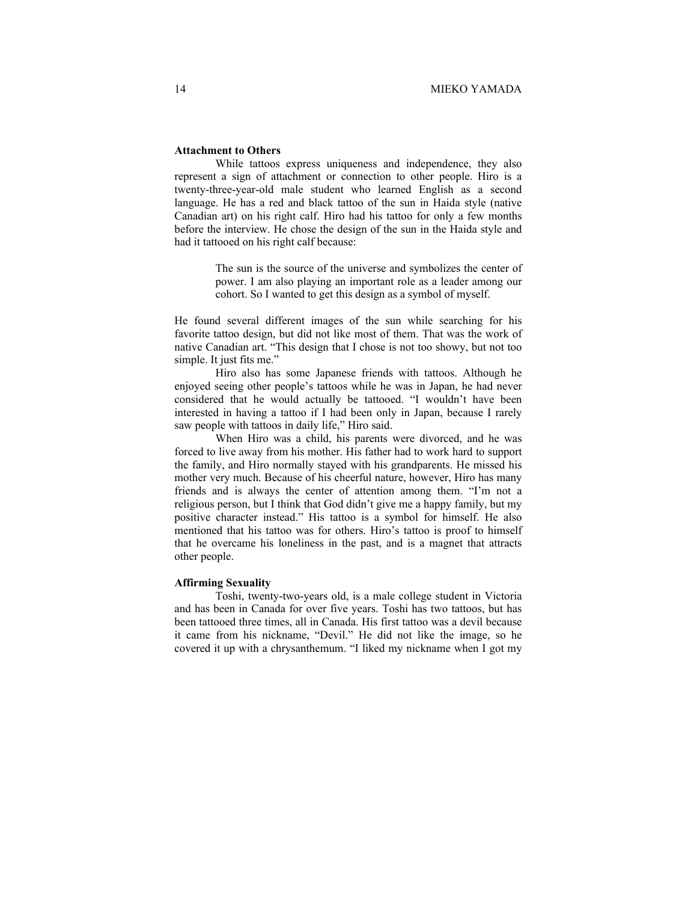**Attachment to Others**

While tattoos express uniqueness and independence, they also represent a sign of attachment or connection to other people. Hiro is a twenty-three-year-old male student who learned English as a second language. He has a red and black tattoo of the sun in Haida style (native Canadian art) on his right calf. Hiro had his tattoo for only a few months before the interview. He chose the design of the sun in the Haida style and had it tattooed on his right calf because:

> The sun is the source of the universe and symbolizes the center of power. I am also playing an important role as a leader among our cohort. So I wanted to get this design as a symbol of myself.

He found several different images of the sun while searching for his favorite tattoo design, but did not like most of them. That was the work of native Canadian art. "This design that I chose is not too showy, but not too simple. It just fits me."

Hiro also has some Japanese friends with tattoos. Although he enjoyed seeing other people's tattoos while he was in Japan, he had never considered that he would actually be tattooed. "I wouldn't have been interested in having a tattoo if I had been only in Japan, because I rarely saw people with tattoos in daily life," Hiro said.

When Hiro was a child, his parents were divorced, and he was forced to live away from his mother. His father had to work hard to support the family, and Hiro normally stayed with his grandparents. He missed his mother very much. Because of his cheerful nature, however, Hiro has many friends and is always the center of attention among them. "I'm not a religious person, but I think that God didn't give me a happy family, but my positive character instead." His tattoo is a symbol for himself. He also mentioned that his tattoo was for others. Hiro's tattoo is proof to himself that he overcame his loneliness in the past, and is a magnet that attracts other people.

**Affirming Sexuality**

Toshi, twenty-two-years old, is a male college student in Victoria and has been in Canada for over five years. Toshi has two tattoos, but has been tattooed three times, all in Canada. His first tattoo was a devil because it came from his nickname, "Devil." He did not like the image, so he covered it up with a chrysanthemum. "I liked my nickname when I got my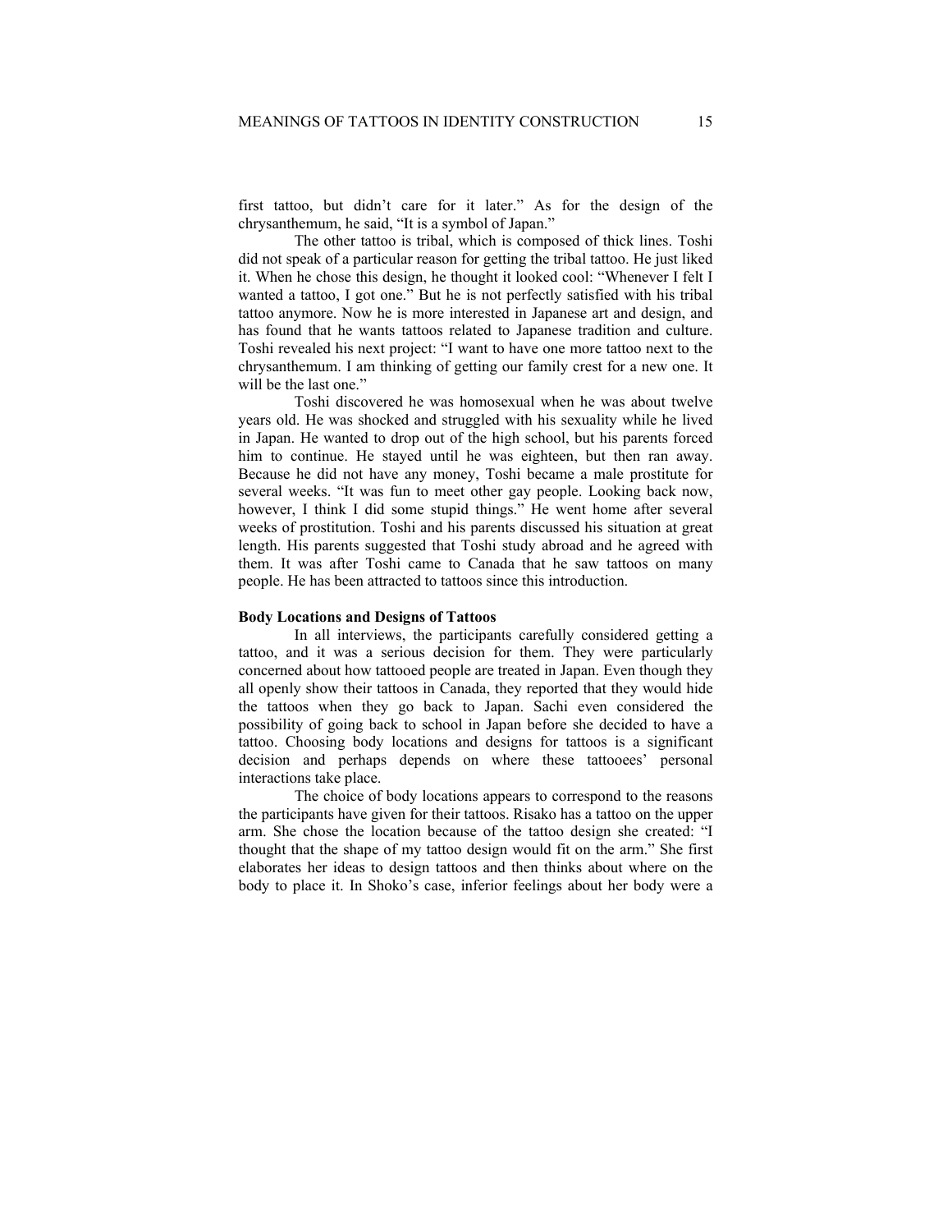first tattoo, but didn't care for it later." As for the design of the chrysanthemum, he said, "It is a symbol of Japan."

The other tattoo is tribal, which is composed of thick lines. Toshi did not speak of a particular reason for getting the tribal tattoo. He just liked it. When he chose this design, he thought it looked cool: "Whenever I felt I wanted a tattoo, I got one." But he is not perfectly satisfied with his tribal tattoo anymore. Now he is more interested in Japanese art and design, and has found that he wants tattoos related to Japanese tradition and culture. Toshi revealed his next project: "I want to have one more tattoo next to the chrysanthemum. I am thinking of getting our family crest for a new one. It will be the last one."

Toshi discovered he was homosexual when he was about twelve years old. He was shocked and struggled with his sexuality while he lived in Japan. He wanted to drop out of the high school, but his parents forced him to continue. He stayed until he was eighteen, but then ran away. Because he did not have any money, Toshi became a male prostitute for several weeks. "It was fun to meet other gay people. Looking back now, however, I think I did some stupid things." He went home after several weeks of prostitution. Toshi and his parents discussed his situation at great length. His parents suggested that Toshi study abroad and he agreed with them. It was after Toshi came to Canada that he saw tattoos on many people. He has been attracted to tattoos since this introduction.

**Body Locations and Designs of Tattoos**

In all interviews, the participants carefully considered getting a tattoo, and it was a serious decision for them. They were particularly concerned about how tattooed people are treated in Japan. Even though they all openly show their tattoos in Canada, they reported that they would hide the tattoos when they go back to Japan. Sachi even considered the possibility of going back to school in Japan before she decided to have a tattoo. Choosing body locations and designs for tattoos is a significant decision and perhaps depends on where these tattooees' personal interactions take place.

The choice of body locations appears to correspond to the reasons the participants have given for their tattoos. Risako has a tattoo on the upper arm. She chose the location because of the tattoo design she created: "I thought that the shape of my tattoo design would fit on the arm." She first elaborates her ideas to design tattoos and then thinks about where on the body to place it. In Shoko's case, inferior feelings about her body were a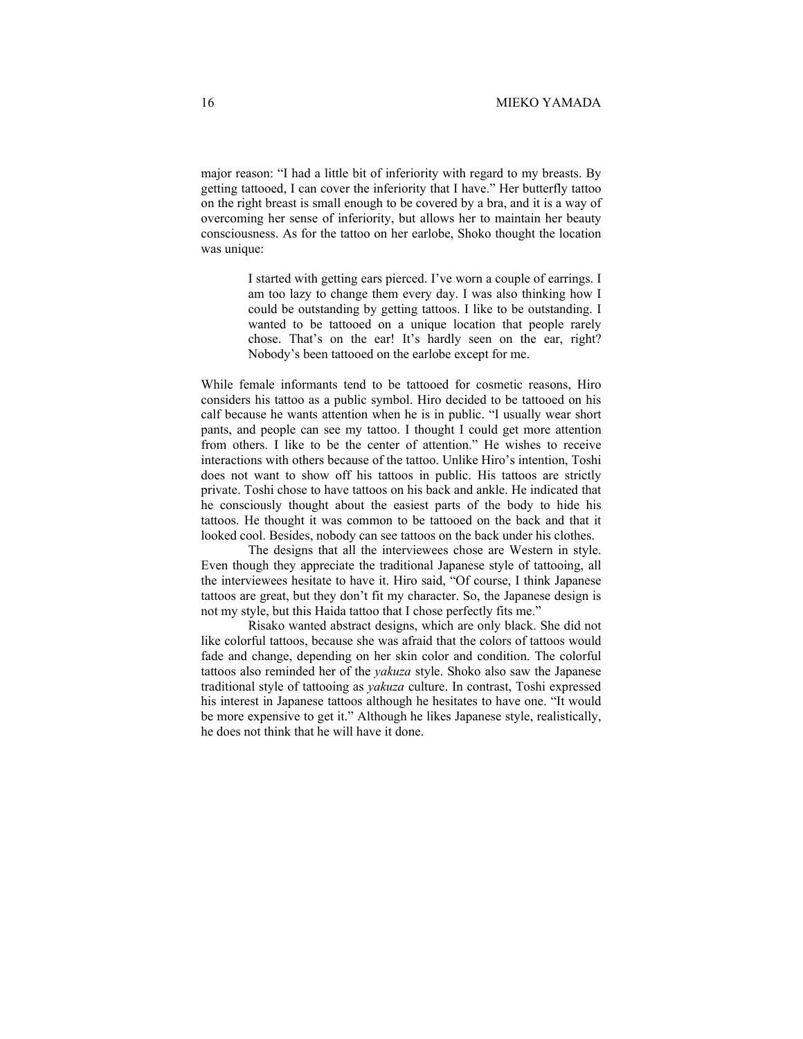major reason: "I had a little bit of inferiority with regard to my breasts. By getting tattooed, I can cover the inferiority that I have." Her butterfly tattoo on the right breast is small enough to be covered by a bra, and it is a way of overcoming her sense of inferiority, but allows her to maintain her beauty consciousness. As for the tattoo on her earlobe, Shoko thought the location was unique:

> I started with getting ears pierced. I've worn a couple of earrings. I am too lazy to change them every day. I was also thinking how I could be outstanding by getting tattoos. I like to be outstanding. I wanted to be tattooed on a unique location that people rarely chose. That's on the ear! It's hardly seen on the ear, right? Nobody's been tattooed on the earlobe except for me.

While female informants tend to be tattooed for cosmetic reasons, Hiro considers his tattoo as a public symbol. Hiro decided to be tattooed on his calf because he wants attention when he is in public. "I usually wear short pants, and people can see my tattoo. I thought I could get more attention from others. I like to be the center of attention." He wishes to receive interactions with others because of the tattoo. Unlike Hiro's intention, Toshi does not want to show off his tattoos in public. His tattoos are strictly private. Toshi chose to have tattoos on his back and ankle. He indicated that he consciously thought about the easiest parts of the body to hide his tattoos. He thought it was common to be tattooed on the back and that it looked cool. Besides, nobody can see tattoos on the back under his clothes.

The designs that all the interviewees chose are Western in style. Even though they appreciate the traditional Japanese style of tattooing, all the interviewees hesitate to have it. Hiro said, "Of course, I think Japanese tattoos are great, but they don't fit my character. So, the Japanese design is not my style, but this Haida tattoo that I chose perfectly fits me."

Risako wanted abstract designs, which are only black. She did not like colorful tattoos, because she was afraid that the colors of tattoos would fade and change, depending on her skin color and condition. The colorful tattoos also reminded her of the *yakuza* style. Shoko also saw the Japanese traditional style of tattooing as *yakuza* culture. In contrast, Toshi expressed his interest in Japanese tattoos although he hesitates to have one. "It would be more expensive to get it." Although he likes Japanese style, realistically, he does not think that he will have it done.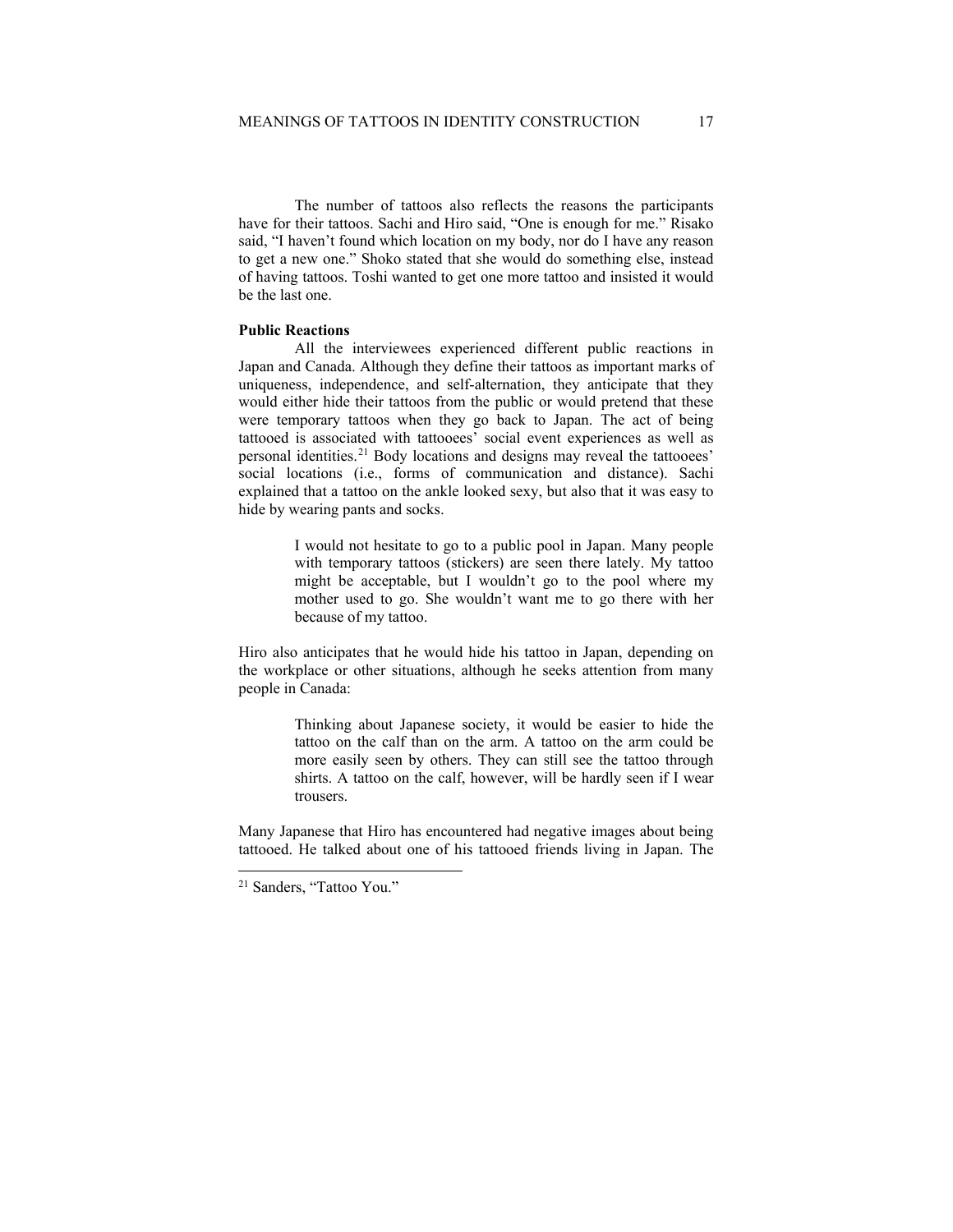The number of tattoos also reflects the reasons the participants have for their tattoos. Sachi and Hiro said, “One is enough for me.” Risako said, “I haven’t found which location on my body, nor do I have any reason to get a new one.” Shoko stated that she would do something else, instead of having tattoos. Toshi wanted to get one more tattoo and insisted it would be the last one.

**Public Reactions**

All the interviewees experienced different public reactions in Japan and Canada. Although they define their tattoos as important marks of uniqueness, independence, and self-alternation, they anticipate that they would either hide their tattoos from the public or would pretend that these were temporary tattoos when they go back to Japan. The act of being tattooed is associated with tattooees’ social event experiences as well as personal identities.[21] Body locations and designs may reveal the tattooees’ social locations (i.e., forms of communication and distance). Sachi explained that a tattoo on the ankle looked sexy, but also that it was easy to hide by wearing pants and socks.

> I would not hesitate to go to a public pool in Japan. Many people with temporary tattoos (stickers) are seen there lately. My tattoo might be acceptable, but I wouldn’t go to the pool where my mother used to go. She wouldn’t want me to go there with her because of my tattoo.

Hiro also anticipates that he would hide his tattoo in Japan, depending on the workplace or other situations, although he seeks attention from many people in Canada:

> Thinking about Japanese society, it would be easier to hide the tattoo on the calf than on the arm. A tattoo on the arm could be more easily seen by others. They can still see the tattoo through shirts. A tattoo on the calf, however, will be hardly seen if I wear trousers.

Many Japanese that Hiro has encountered had negative images about being tattooed. He talked about one of his tattooed friends living in Japan. The

---

[21] Sanders, “Tattoo You.”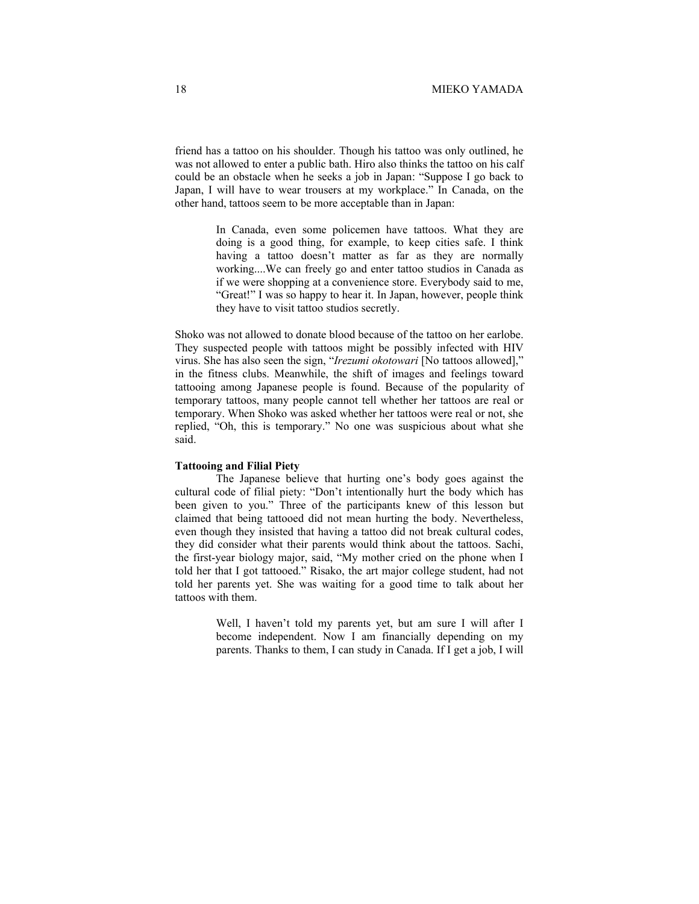friend has a tattoo on his shoulder. Though his tattoo was only outlined, he was not allowed to enter a public bath. Hiro also thinks the tattoo on his calf could be an obstacle when he seeks a job in Japan: "Suppose I go back to Japan, I will have to wear trousers at my workplace." In Canada, on the other hand, tattoos seem to be more acceptable than in Japan:

> In Canada, even some policemen have tattoos. What they are doing is a good thing, for example, to keep cities safe. I think having a tattoo doesn't matter as far as they are normally working....We can freely go and enter tattoo studios in Canada as if we were shopping at a convenience store. Everybody said to me, "Great!" I was so happy to hear it. In Japan, however, people think they have to visit tattoo studios secretly.

Shoko was not allowed to donate blood because of the tattoo on her earlobe. They suspected people with tattoos might be possibly infected with HIV virus. She has also seen the sign, "*Irezumi okotowari* [No tattoos allowed]," in the fitness clubs. Meanwhile, the shift of images and feelings toward tattooing among Japanese people is found. Because of the popularity of temporary tattoos, many people cannot tell whether her tattoos are real or temporary. When Shoko was asked whether her tattoos were real or not, she replied, "Oh, this is temporary." No one was suspicious about what she said.

**Tattooing and Filial Piety**

The Japanese believe that hurting one's body goes against the cultural code of filial piety: "Don't intentionally hurt the body which has been given to you." Three of the participants knew of this lesson but claimed that being tattooed did not mean hurting the body. Nevertheless, even though they insisted that having a tattoo did not break cultural codes, they did consider what their parents would think about the tattoos. Sachi, the first-year biology major, said, "My mother cried on the phone when I told her that I got tattooed." Risako, the art major college student, had not told her parents yet. She was waiting for a good time to talk about her tattoos with them.

> Well, I haven't told my parents yet, but am sure I will after I become independent. Now I am financially depending on my parents. Thanks to them, I can study in Canada. If I get a job, I will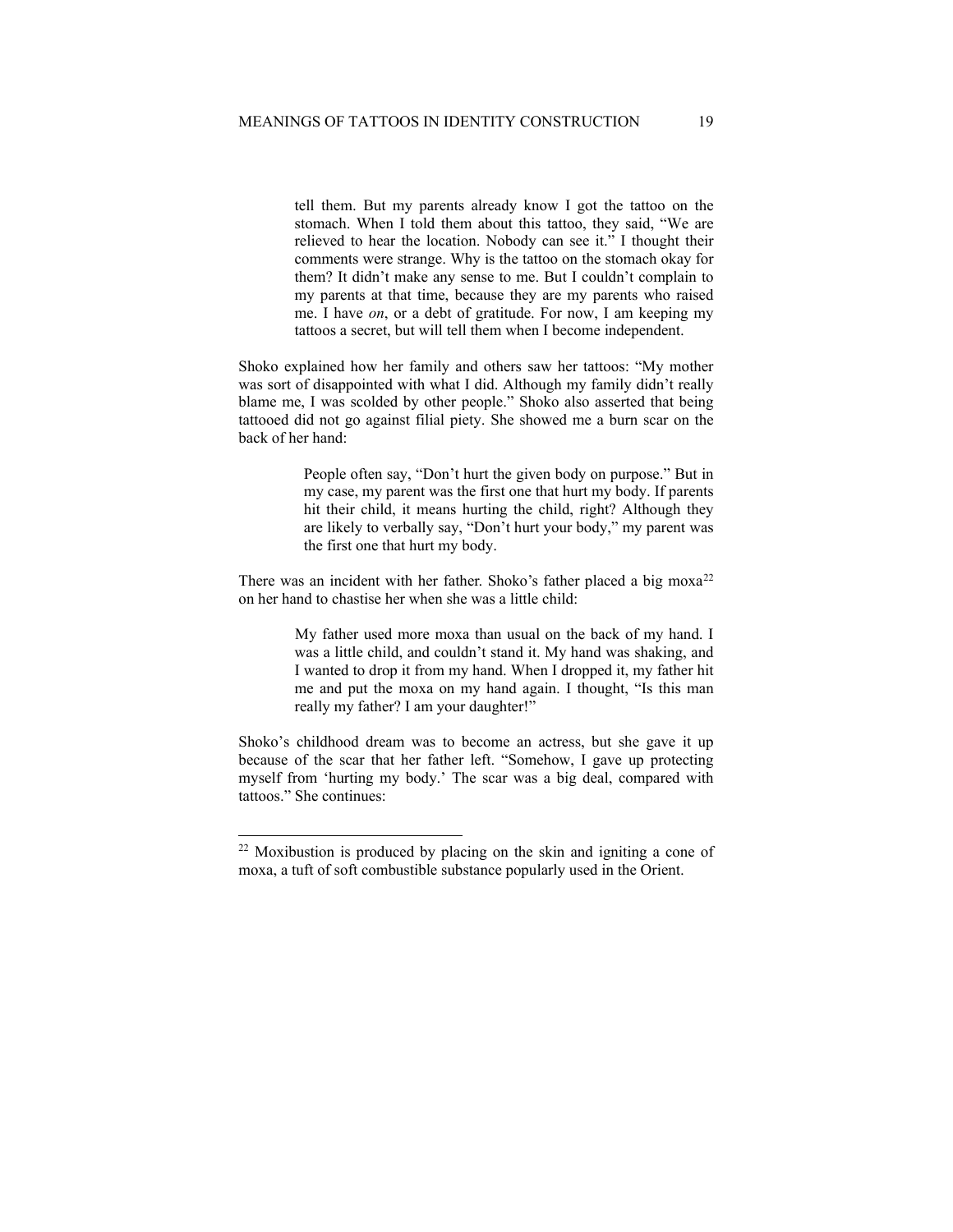> tell them. But my parents already know I got the tattoo on the stomach. When I told them about this tattoo, they said, "We are relieved to hear the location. Nobody can see it." I thought their comments were strange. Why is the tattoo on the stomach okay for them? It didn't make any sense to me. But I couldn't complain to my parents at that time, because they are my parents who raised me. I have *on*, or a debt of gratitude. For now, I am keeping my tattoos a secret, but will tell them when I become independent.

Shoko explained how her family and others saw her tattoos: "My mother was sort of disappointed with what I did. Although my family didn't really blame me, I was scolded by other people." Shoko also asserted that being tattooed did not go against filial piety. She showed me a burn scar on the back of her hand:

> People often say, "Don't hurt the given body on purpose." But in my case, my parent was the first one that hurt my body. If parents hit their child, it means hurting the child, right? Although they are likely to verbally say, "Don't hurt your body," my parent was the first one that hurt my body.

There was an incident with her father. Shoko's father placed a big moxa[22] on her hand to chastise her when she was a little child:

> My father used more moxa than usual on the back of my hand. I was a little child, and couldn't stand it. My hand was shaking, and I wanted to drop it from my hand. When I dropped it, my father hit me and put the moxa on my hand again. I thought, "Is this man really my father? I am your daughter!"

Shoko's childhood dream was to become an actress, but she gave it up because of the scar that her father left. "Somehow, I gave up protecting myself from 'hurting my body.' The scar was a big deal, compared with tattoos." She continues:

---

[22] Moxibustion is produced by placing on the skin and igniting a cone of moxa, a tuft of soft combustible substance popularly used in the Orient.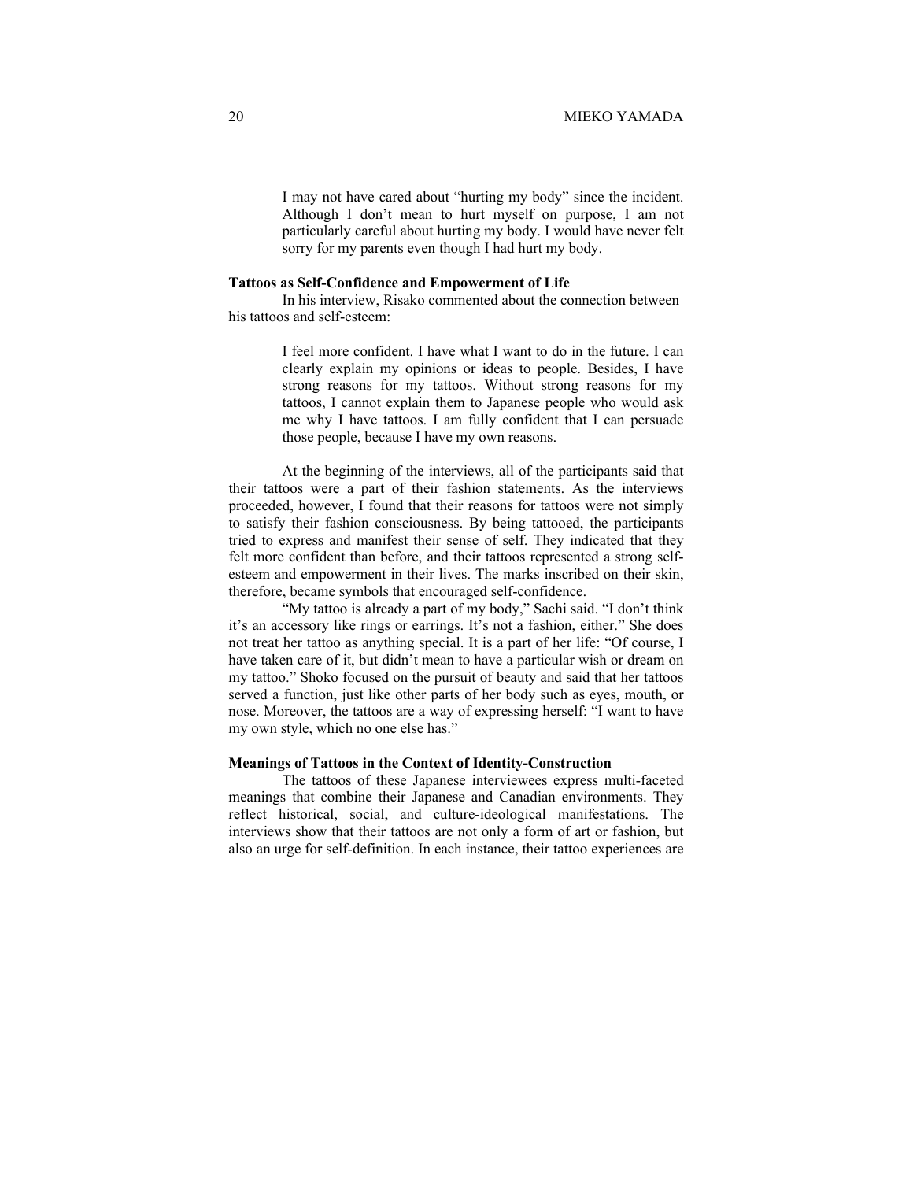> I may not have cared about "hurting my body" since the incident. Although I don't mean to hurt myself on purpose, I am not particularly careful about hurting my body. I would have never felt sorry for my parents even though I had hurt my body.

**Tattoos as Self-Confidence and Empowerment of Life**

In his interview, Risako commented about the connection between his tattoos and self-esteem:

> I feel more confident. I have what I want to do in the future. I can clearly explain my opinions or ideas to people. Besides, I have strong reasons for my tattoos. Without strong reasons for my tattoos, I cannot explain them to Japanese people who would ask me why I have tattoos. I am fully confident that I can persuade those people, because I have my own reasons.

At the beginning of the interviews, all of the participants said that their tattoos were a part of their fashion statements. As the interviews proceeded, however, I found that their reasons for tattoos were not simply to satisfy their fashion consciousness. By being tattooed, the participants tried to express and manifest their sense of self. They indicated that they felt more confident than before, and their tattoos represented a strong self-esteem and empowerment in their lives. The marks inscribed on their skin, therefore, became symbols that encouraged self-confidence.

"My tattoo is already a part of my body," Sachi said. "I don't think it's an accessory like rings or earrings. It's not a fashion, either." She does not treat her tattoo as anything special. It is a part of her life: "Of course, I have taken care of it, but didn't mean to have a particular wish or dream on my tattoo." Shoko focused on the pursuit of beauty and said that her tattoos served a function, just like other parts of her body such as eyes, mouth, or nose. Moreover, the tattoos are a way of expressing herself: "I want to have my own style, which no one else has."

**Meanings of Tattoos in the Context of Identity-Construction**

The tattoos of these Japanese interviewees express multi-faceted meanings that combine their Japanese and Canadian environments. They reflect historical, social, and culture-ideological manifestations. The interviews show that their tattoos are not only a form of art or fashion, but also an urge for self-definition. In each instance, their tattoo experiences are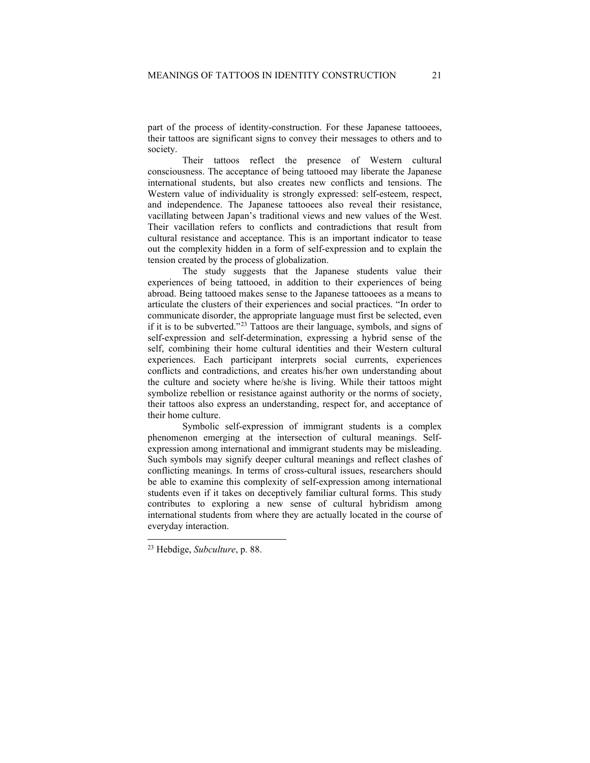part of the process of identity-construction. For these Japanese tattooees, their tattoos are significant signs to convey their messages to others and to society.

Their tattoos reflect the presence of Western cultural consciousness. The acceptance of being tattooed may liberate the Japanese international students, but also creates new conflicts and tensions. The Western value of individuality is strongly expressed: self-esteem, respect, and independence. The Japanese tattooees also reveal their resistance, vacillating between Japan's traditional views and new values of the West. Their vacillation refers to conflicts and contradictions that result from cultural resistance and acceptance. This is an important indicator to tease out the complexity hidden in a form of self-expression and to explain the tension created by the process of globalization.

The study suggests that the Japanese students value their experiences of being tattooed, in addition to their experiences of being abroad. Being tattooed makes sense to the Japanese tattooees as a means to articulate the clusters of their experiences and social practices. "In order to communicate disorder, the appropriate language must first be selected, even if it is to be subverted."[23] Tattoos are their language, symbols, and signs of self-expression and self-determination, expressing a hybrid sense of the self, combining their home cultural identities and their Western cultural experiences. Each participant interprets social currents, experiences conflicts and contradictions, and creates his/her own understanding about the culture and society where he/she is living. While their tattoos might symbolize rebellion or resistance against authority or the norms of society, their tattoos also express an understanding, respect for, and acceptance of their home culture.

Symbolic self-expression of immigrant students is a complex phenomenon emerging at the intersection of cultural meanings. Self-expression among international and immigrant students may be misleading. Such symbols may signify deeper cultural meanings and reflect clashes of conflicting meanings. In terms of cross-cultural issues, researchers should be able to examine this complexity of self-expression among international students even if it takes on deceptively familiar cultural forms. This study contributes to exploring a new sense of cultural hybridism among international students from where they are actually located in the course of everyday interaction.

---

[23] Hebdige, *Subculture*, p. 88.